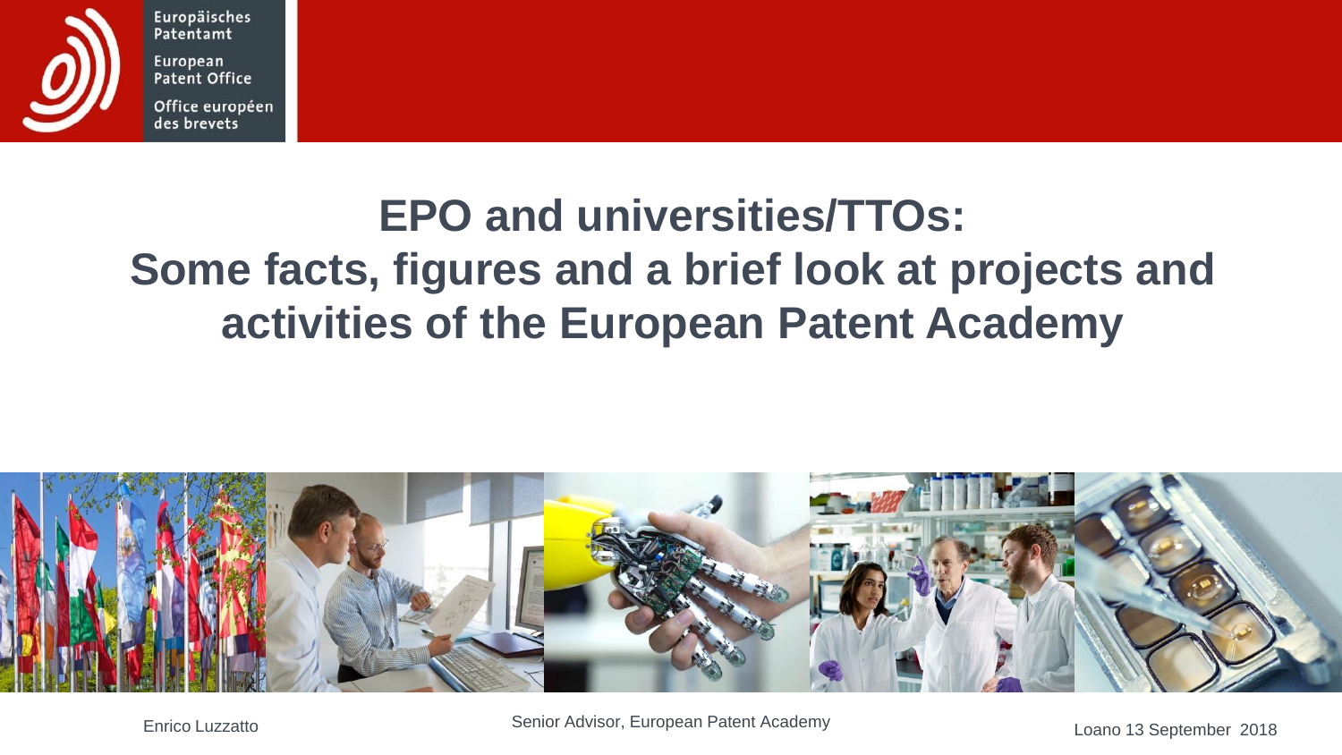Europäisches Patentamt

European Patent Office

Office européen des brevets

# EPO and universities/TTOs: Some facts, figures and a brief look at projects and activities of the European Patent Academy

Enrico Luzzatto

Senior Advisor, European Patent Academy

Loano 13 September 2018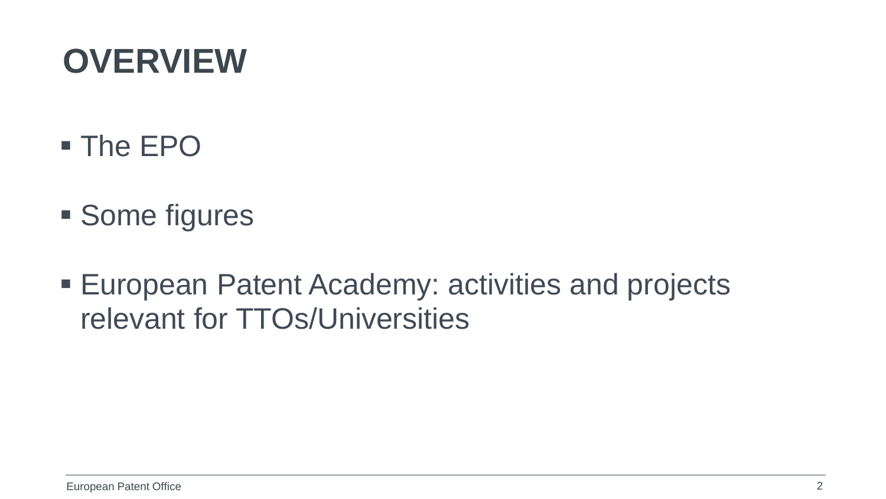# OVERVIEW

- The EPO
- Some figures
- European Patent Academy: activities and projects relevant for TTOs/Universities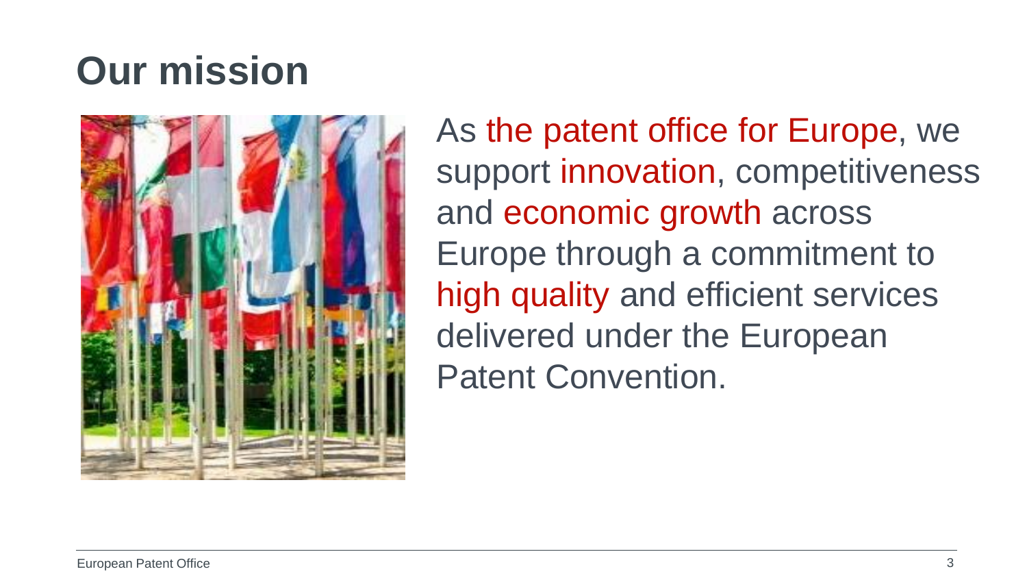# Our mission

As the patent office for Europe, we support innovation, competitiveness and economic growth across Europe through a commitment to high quality and efficient services delivered under the European Patent Convention.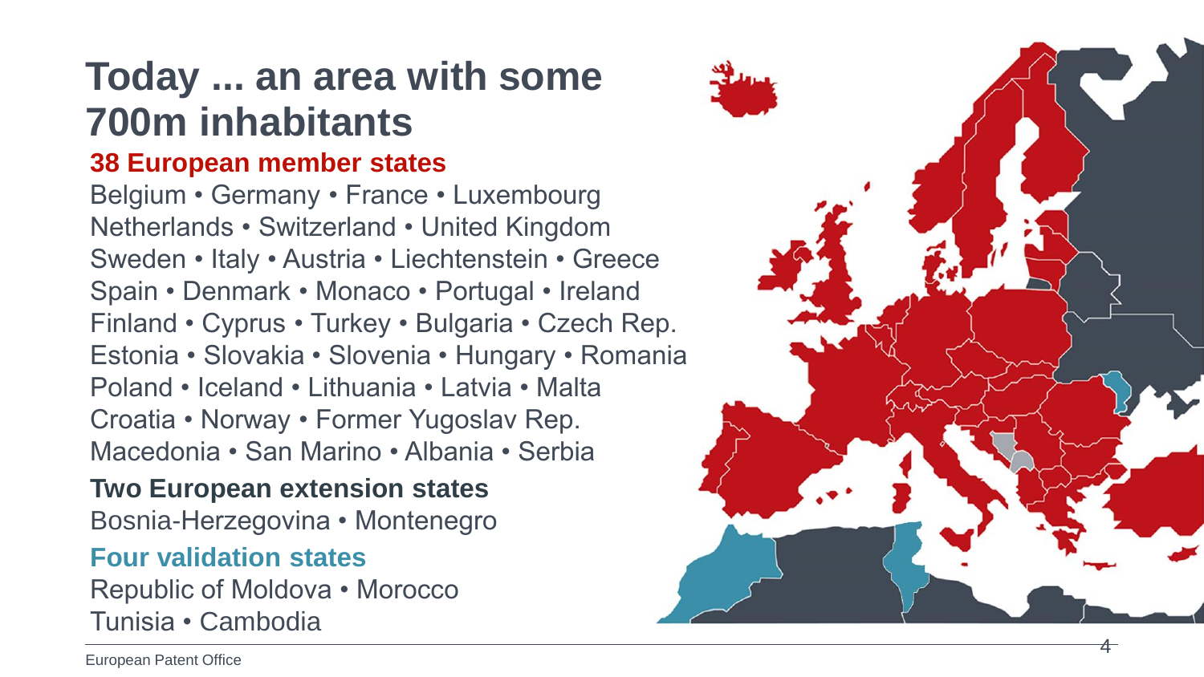# Today ... an area with some 700m inhabitants

## 38 European member states

Belgium • Germany • France • Luxembourg
Netherlands • Switzerland • United Kingdom
Sweden • Italy • Austria • Liechtenstein • Greece
Spain • Denmark • Monaco • Portugal • Ireland
Finland • Cyprus • Turkey • Bulgaria • Czech Rep.
Estonia • Slovakia • Slovenia • Hungary • Romania
Poland • Iceland • Lithuania • Latvia • Malta
Croatia • Norway • Former Yugoslav Rep.
Macedonia • San Marino • Albania • Serbia

## Two European extension states

Bosnia-Herzegovina • Montenegro

## Four validation states

Republic of Moldova • Morocco
Tunisia • Cambodia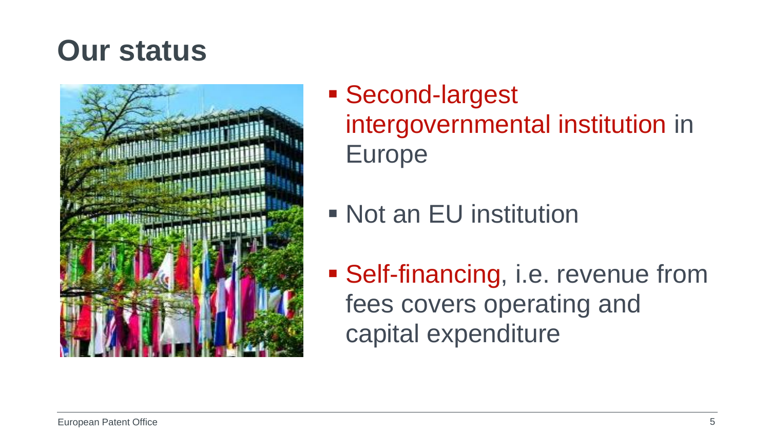# Our status

- Second-largest intergovernmental institution in Europe
- Not an EU institution
- Self-financing, i.e. revenue from fees covers operating and capital expenditure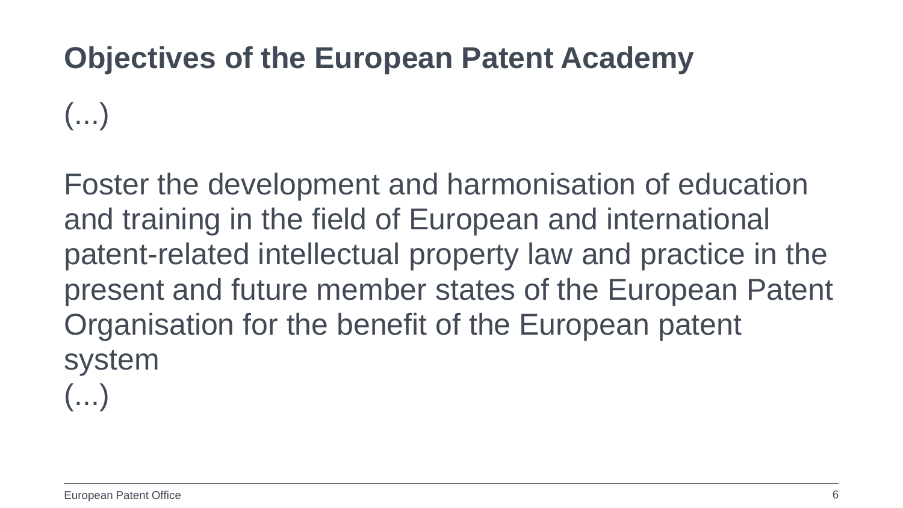# Objectives of the European Patent Academy

(...)

Foster the development and harmonisation of education and training in the field of European and international patent-related intellectual property law and practice in the present and future member states of the European Patent Organisation for the benefit of the European patent system

(...)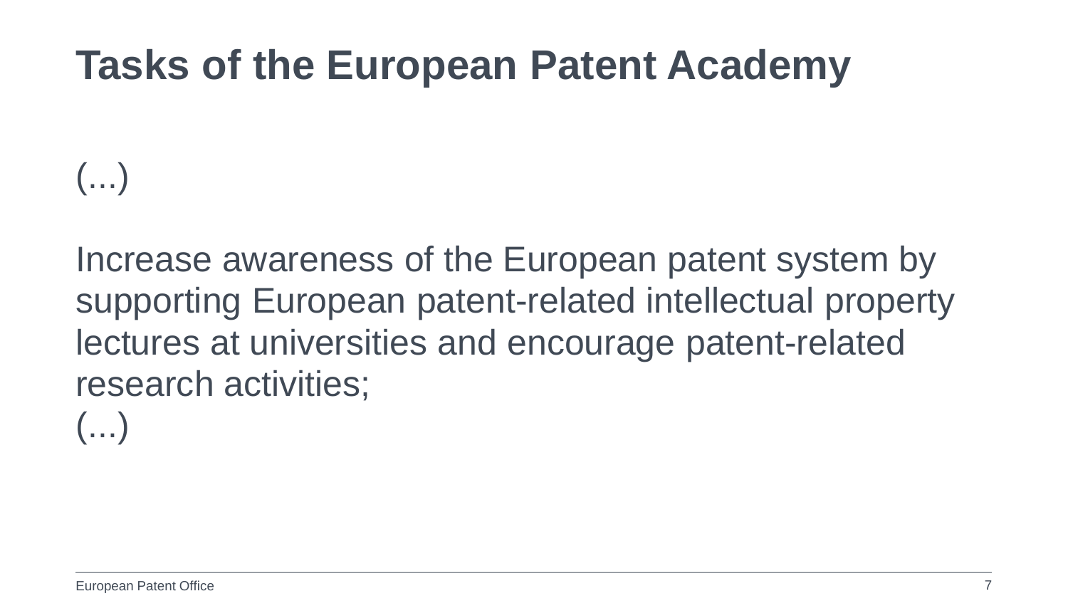# Tasks of the European Patent Academy

(...)

Increase awareness of the European patent system by supporting European patent-related intellectual property lectures at universities and encourage patent-related research activities;

(...)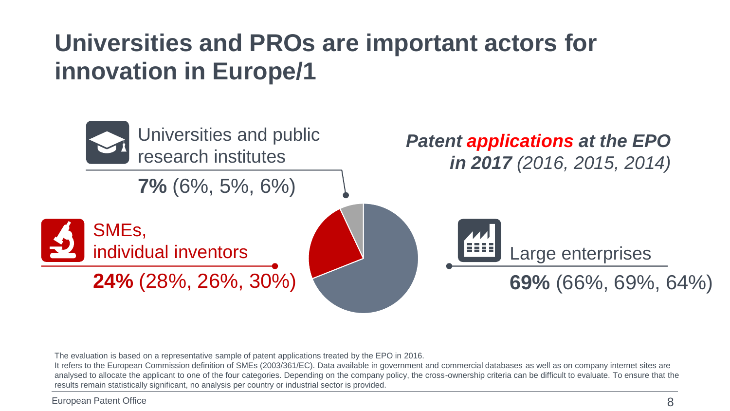# Universities and PROs are important actors for innovation in Europe/1

***Patent applications at the EPO in 2017** (2016, 2015, 2014)*

Universities and public research institutes

**7%** (6%, 5%, 6%)

SMEs, individual inventors

**24%** (28%, 26%, 30%)

Large enterprises

**69%** (66%, 69%, 64%)

The evaluation is based on a representative sample of patent applications treated by the EPO in 2016.
It refers to the European Commission definition of SMEs (2003/361/EC). Data available in government and commercial databases as well as on company internet sites are analysed to allocate the applicant to one of the four categories. Depending on the company policy, the cross-ownership criteria can be difficult to evaluate. To ensure that the results remain statistically significant, no analysis per country or industrial sector is provided.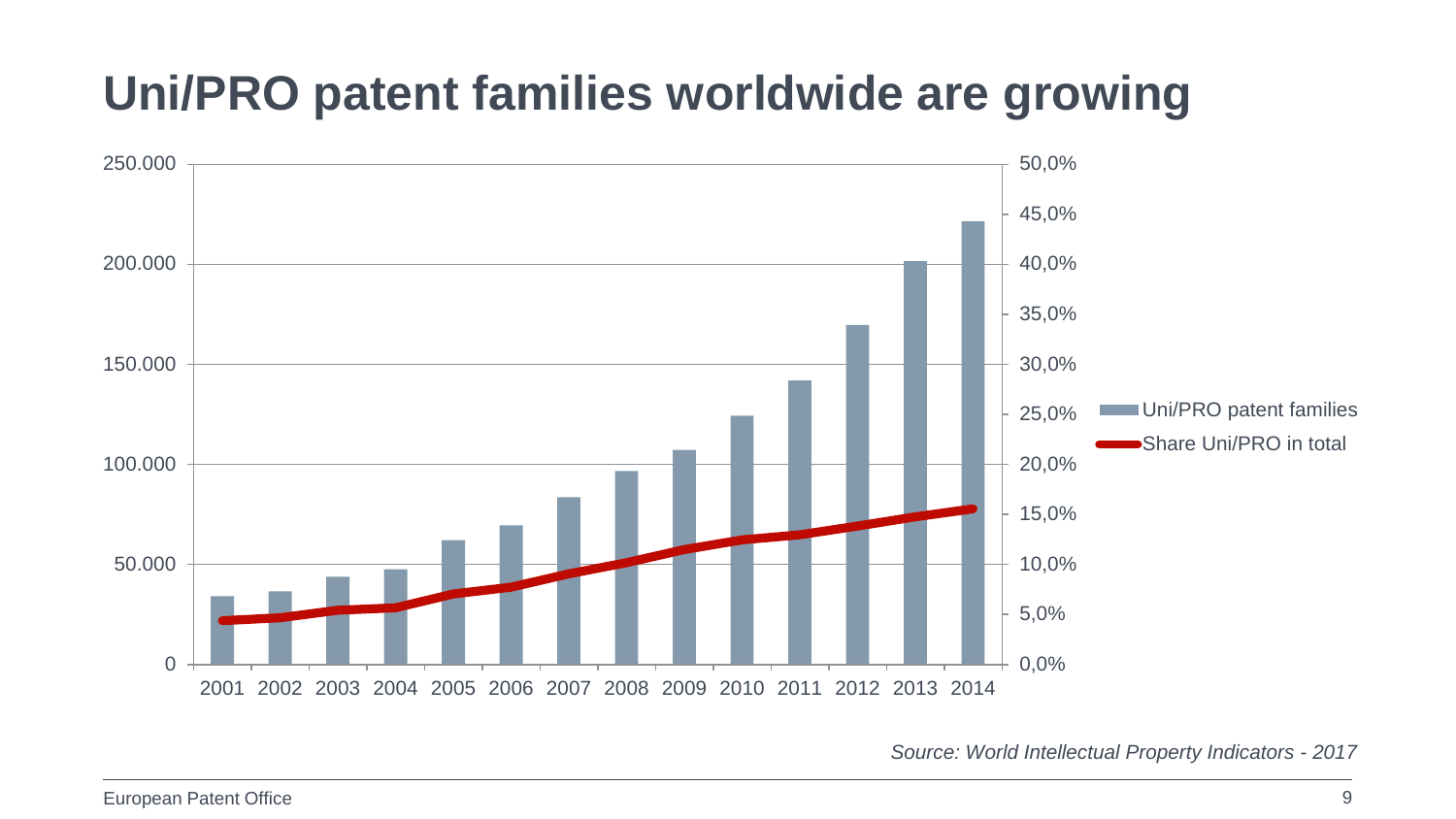# Uni/PRO patent families worldwide are growing

250.000 | 50,0%
200.000 | 45,0% | 40,0%
150.000 | 35,0% | 30,0%
100.000 | 25,0% | 20,0%
50.000 | 15,0% | 10,0%
0 | 5,0% | 0,0%

2001 2002 2003 2004 2005 2006 2007 2008 2009 2010 2011 2012 2013 2014

Uni/PRO patent families

Share Uni/PRO in total

*Source: World Intellectual Property Indicators - 2017*

European Patent Office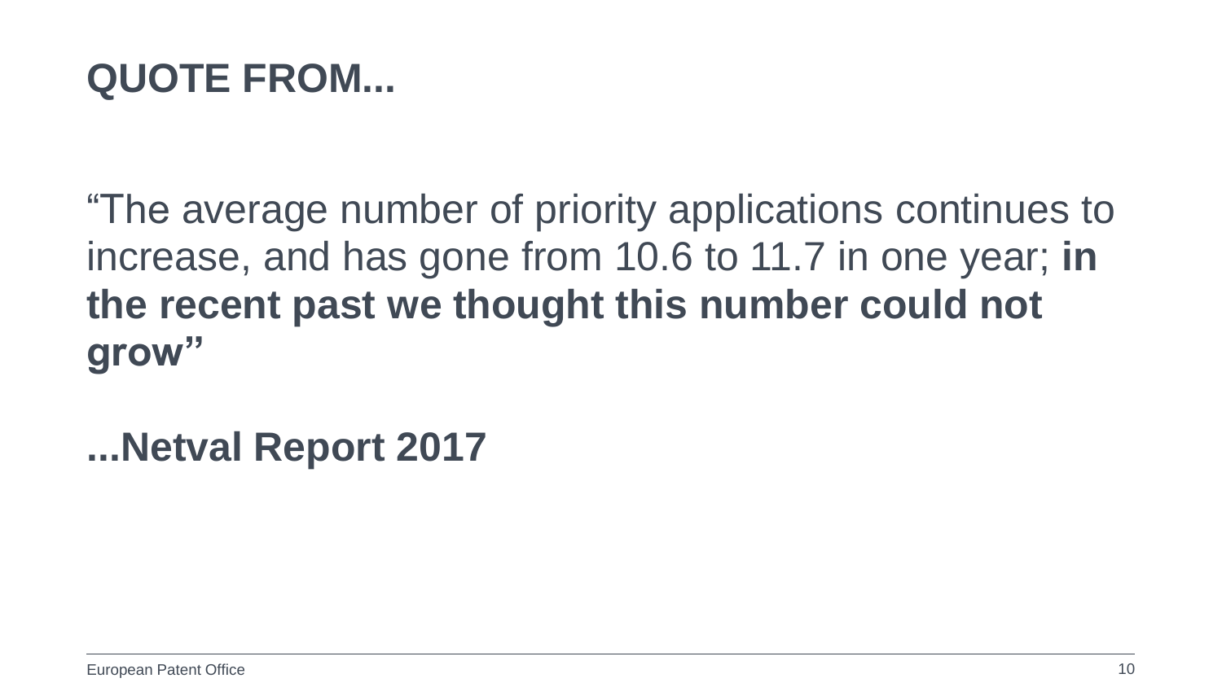# QUOTE FROM...

“The average number of priority applications continues to increase, and has gone from 10.6 to 11.7 in one year; **in the recent past we thought this number could not grow”**

**...Netval Report 2017**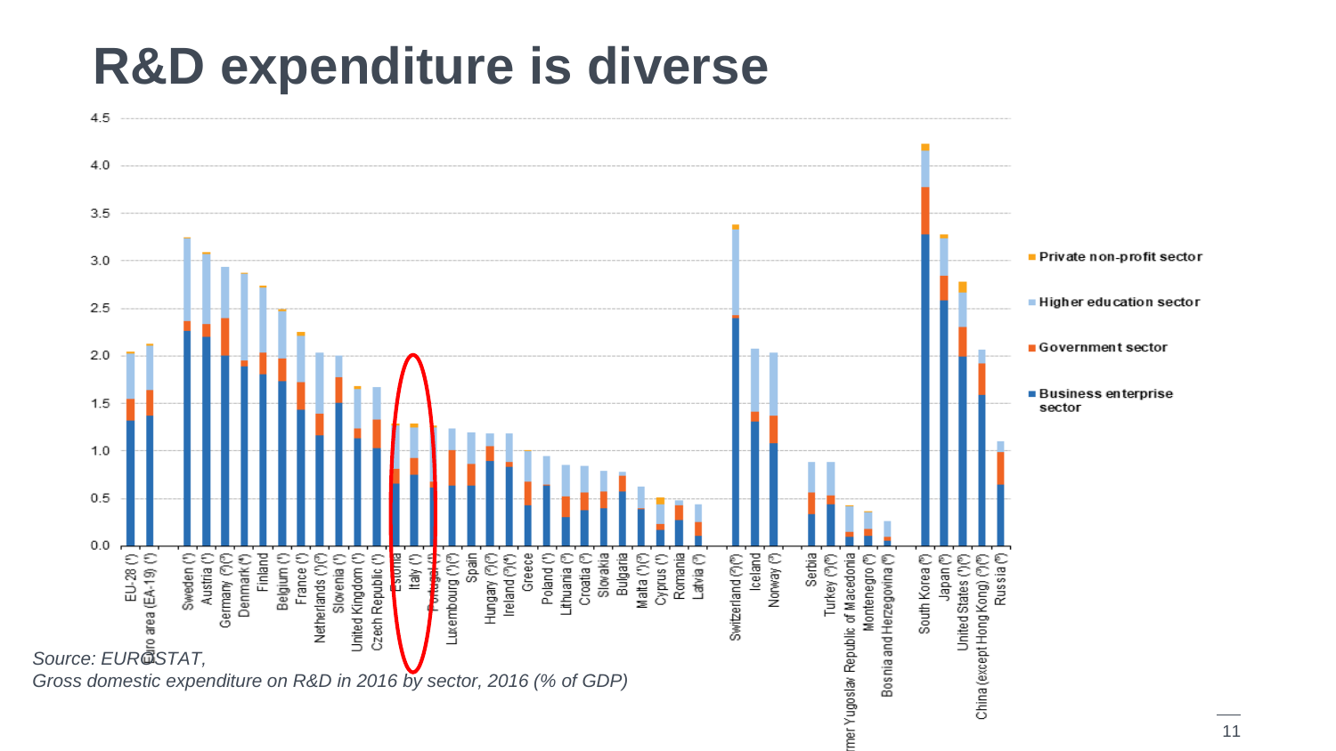# R&D expenditure is diverse

*Source: EUROSTAT,*

*Gross domestic expenditure on R&D in 2016 by sector, 2016 (% of GDP)*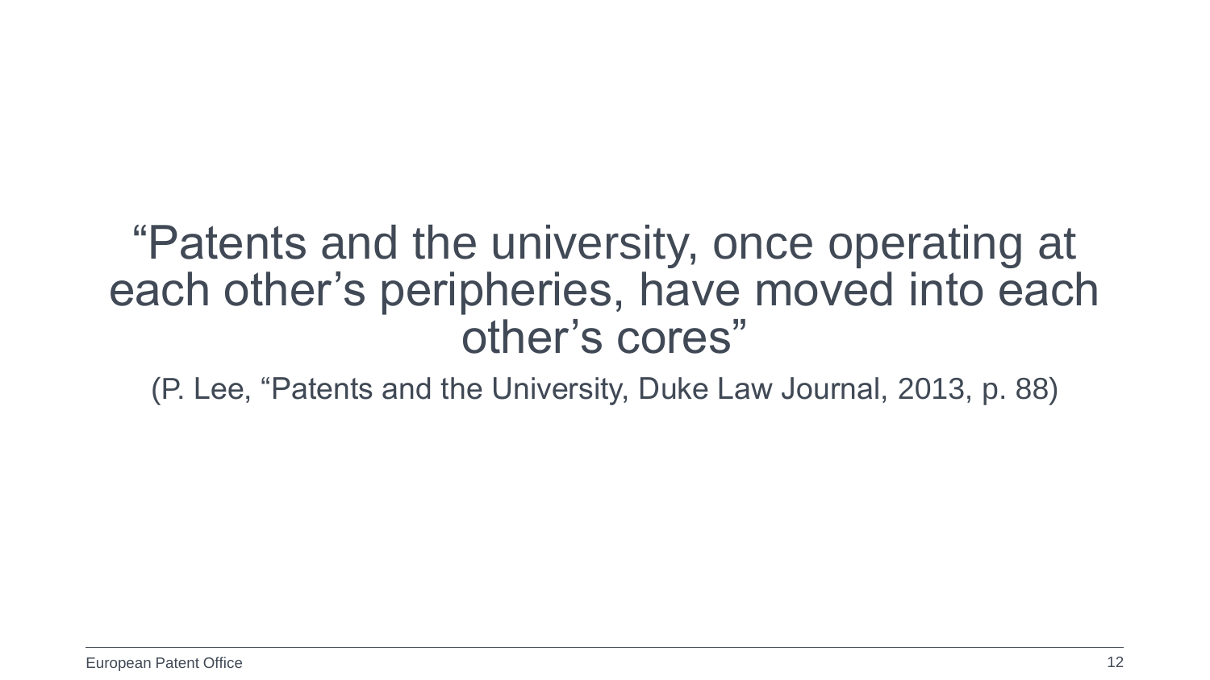"Patents and the university, once operating at each other's peripheries, have moved into each other's cores"

(P. Lee, "Patents and the University, Duke Law Journal, 2013, p. 88)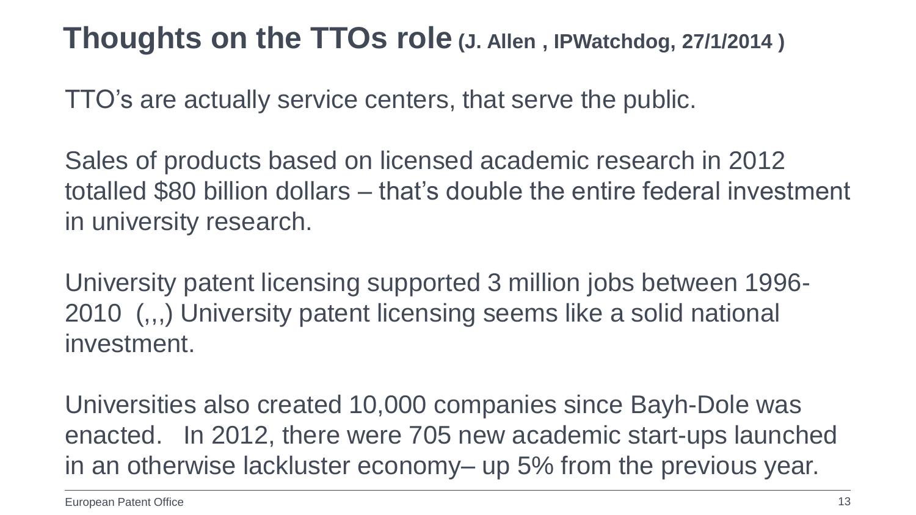# Thoughts on the TTOs role (J. Allen , IPWatchdog, 27/1/2014 )

TTO's are actually service centers, that serve the public.

Sales of products based on licensed academic research in 2012 totalled $80 billion dollars – that's double the entire federal investment in university research.

University patent licensing supported 3 million jobs between 1996-2010 (,,,) University patent licensing seems like a solid national investment.

Universities also created 10,000 companies since Bayh-Dole was enacted. In 2012, there were 705 new academic start-ups launched in an otherwise lackluster economy– up 5% from the previous year.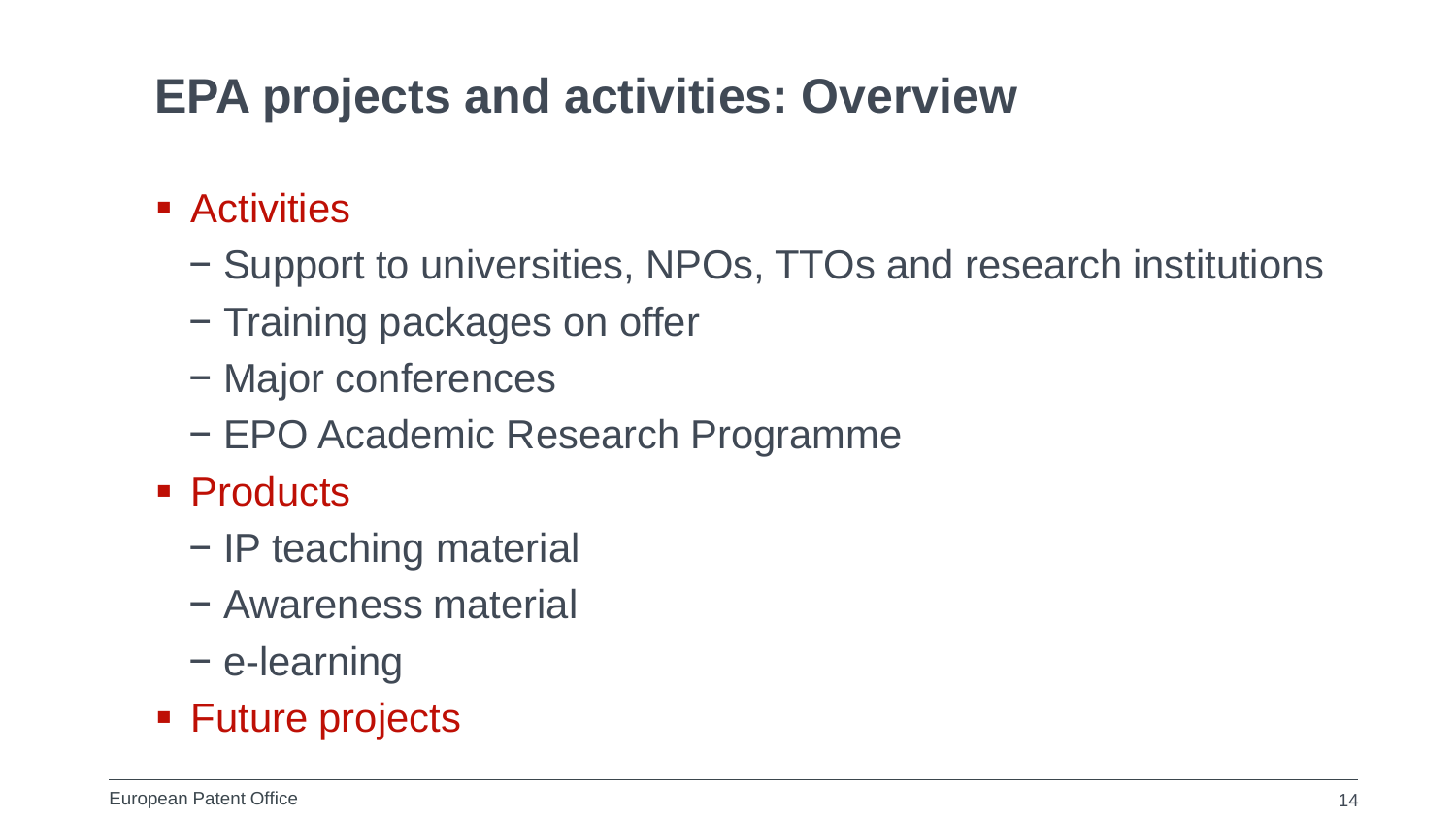# EPA projects and activities: Overview

- Activities
  - Support to universities, NPOs, TTOs and research institutions
  - Training packages on offer
  - Major conferences
  - EPO Academic Research Programme
- Products
  - IP teaching material
  - Awareness material
  - e-learning
- Future projects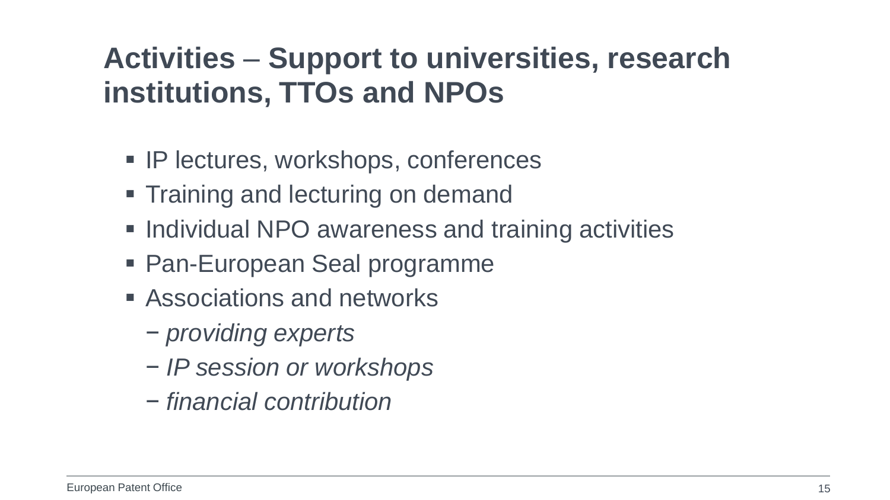# Activities – Support to universities, research institutions, TTOs and NPOs

- IP lectures, workshops, conferences
- Training and lecturing on demand
- Individual NPO awareness and training activities
- Pan-European Seal programme
- Associations and networks
  - *providing experts*
  - *IP session or workshops*
  - *financial contribution*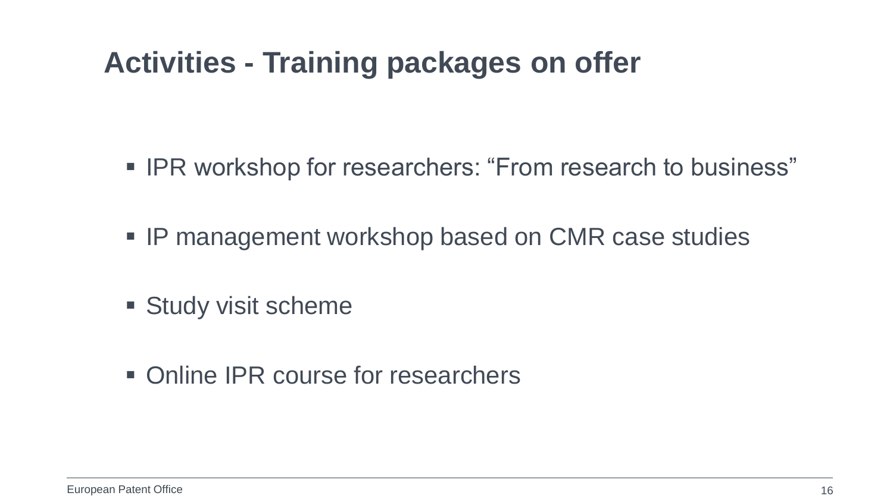# Activities - Training packages on offer

- IPR workshop for researchers: “From research to business”
- IP management workshop based on CMR case studies
- Study visit scheme
- Online IPR course for researchers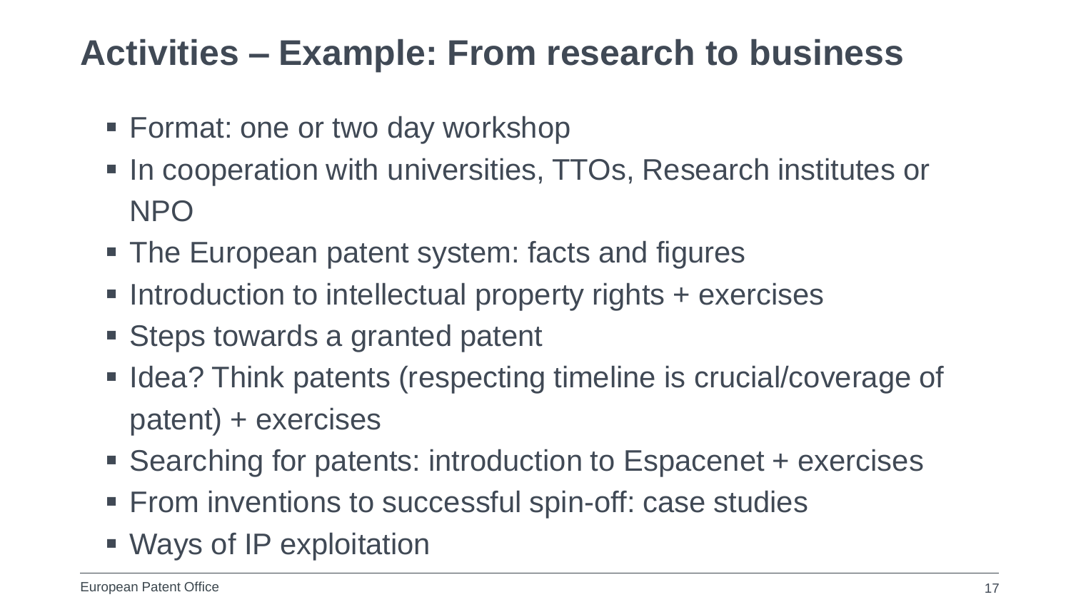# Activities – Example: From research to business

- Format: one or two day workshop
- In cooperation with universities, TTOs, Research institutes or NPO
- The European patent system: facts and figures
- Introduction to intellectual property rights + exercises
- Steps towards a granted patent
- Idea? Think patents (respecting timeline is crucial/coverage of patent) + exercises
- Searching for patents: introduction to Espacenet + exercises
- From inventions to successful spin-off: case studies
- Ways of IP exploitation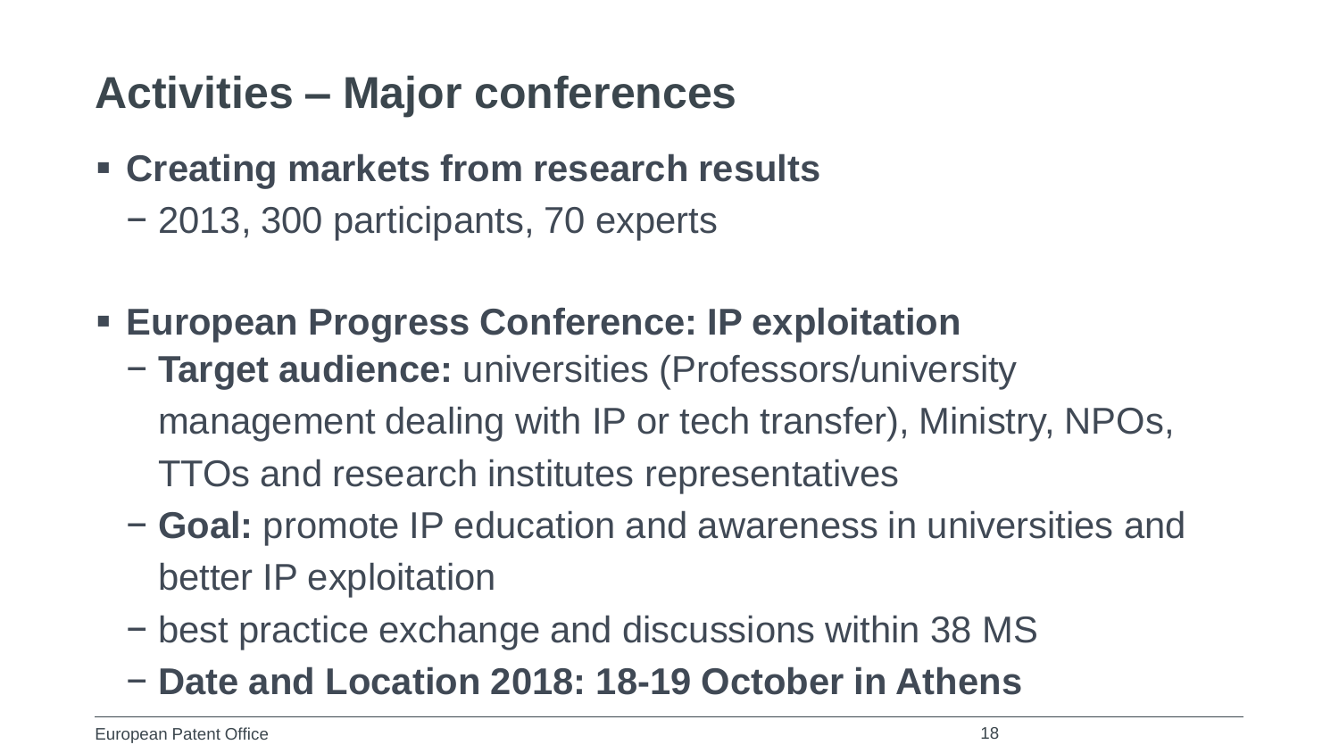# Activities – Major conferences

- **Creating markets from research results**
  - 2013, 300 participants, 70 experts

- **European Progress Conference: IP exploitation**
  - **Target audience:** universities (Professors/university management dealing with IP or tech transfer), Ministry, NPOs, TTOs and research institutes representatives
  - **Goal:** promote IP education and awareness in universities and better IP exploitation
  - best practice exchange and discussions within 38 MS
  - **Date and Location 2018: 18-19 October in Athens**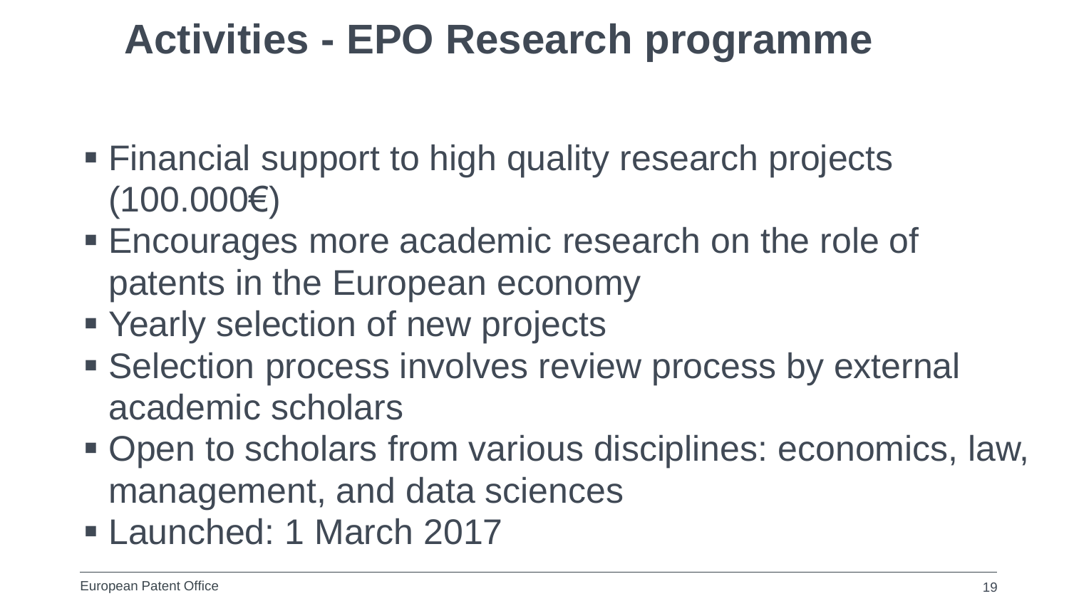# Activities - EPO Research programme

- Financial support to high quality research projects (100.000€)
- Encourages more academic research on the role of patents in the European economy
- Yearly selection of new projects
- Selection process involves review process by external academic scholars
- Open to scholars from various disciplines: economics, law, management, and data sciences
- Launched: 1 March 2017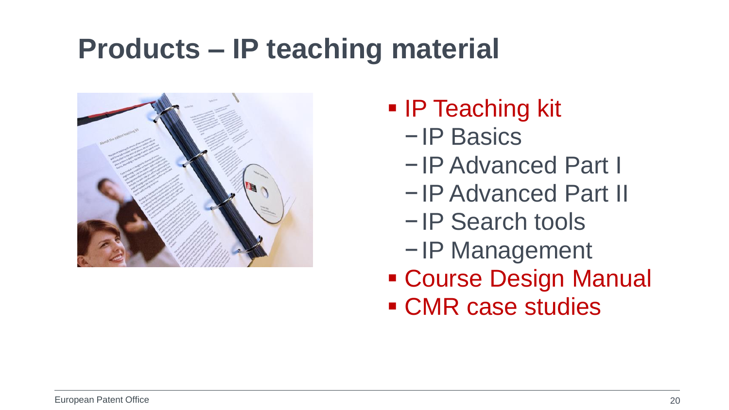# Products – IP teaching material

- IP Teaching kit
  - IP Basics
  - IP Advanced Part I
  - IP Advanced Part II
  - IP Search tools
  - IP Management
- Course Design Manual
- CMR case studies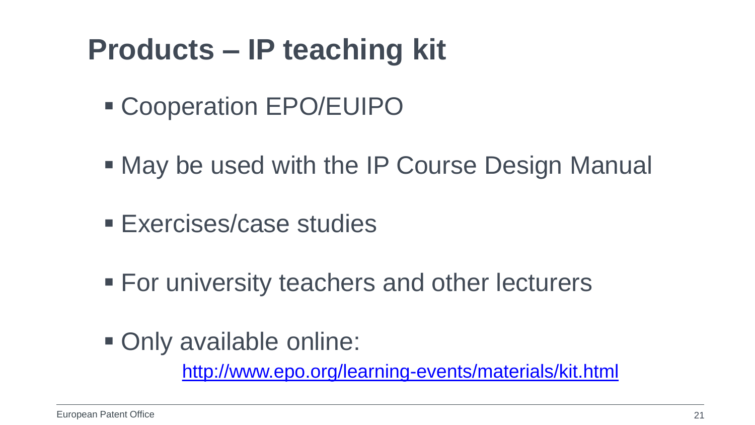# Products – IP teaching kit

- Cooperation EPO/EUIPO
- May be used with the IP Course Design Manual
- Exercises/case studies
- For university teachers and other lecturers
- Only available online:
  http://www.epo.org/learning-events/materials/kit.html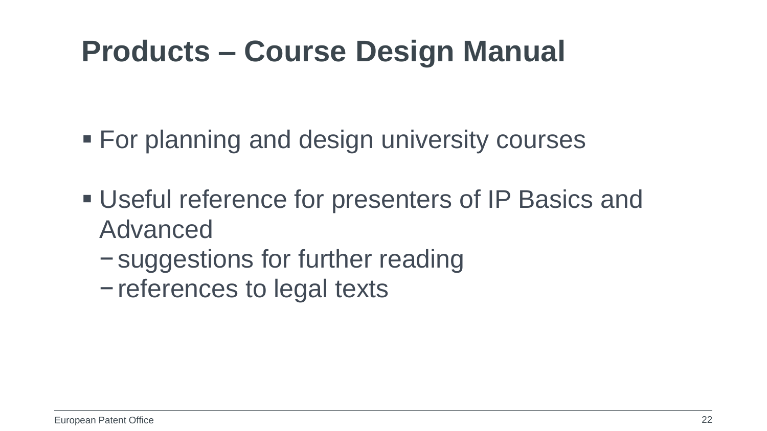# Products – Course Design Manual

- For planning and design university courses
- Useful reference for presenters of IP Basics and Advanced
  - suggestions for further reading
  - references to legal texts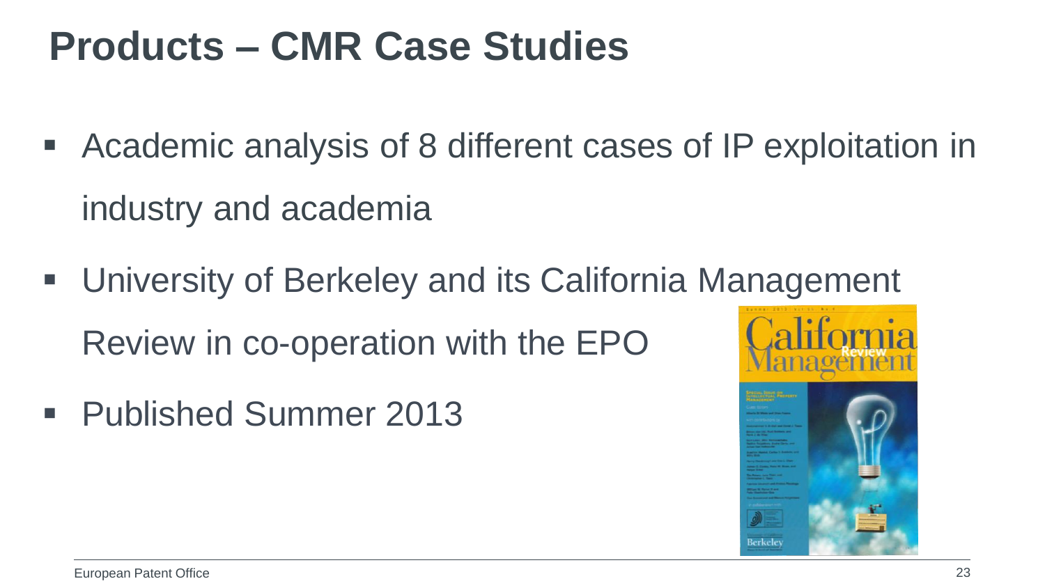# Products – CMR Case Studies

- Academic analysis of 8 different cases of IP exploitation in industry and academia
- University of Berkeley and its California Management Review in co-operation with the EPO
- Published Summer 2013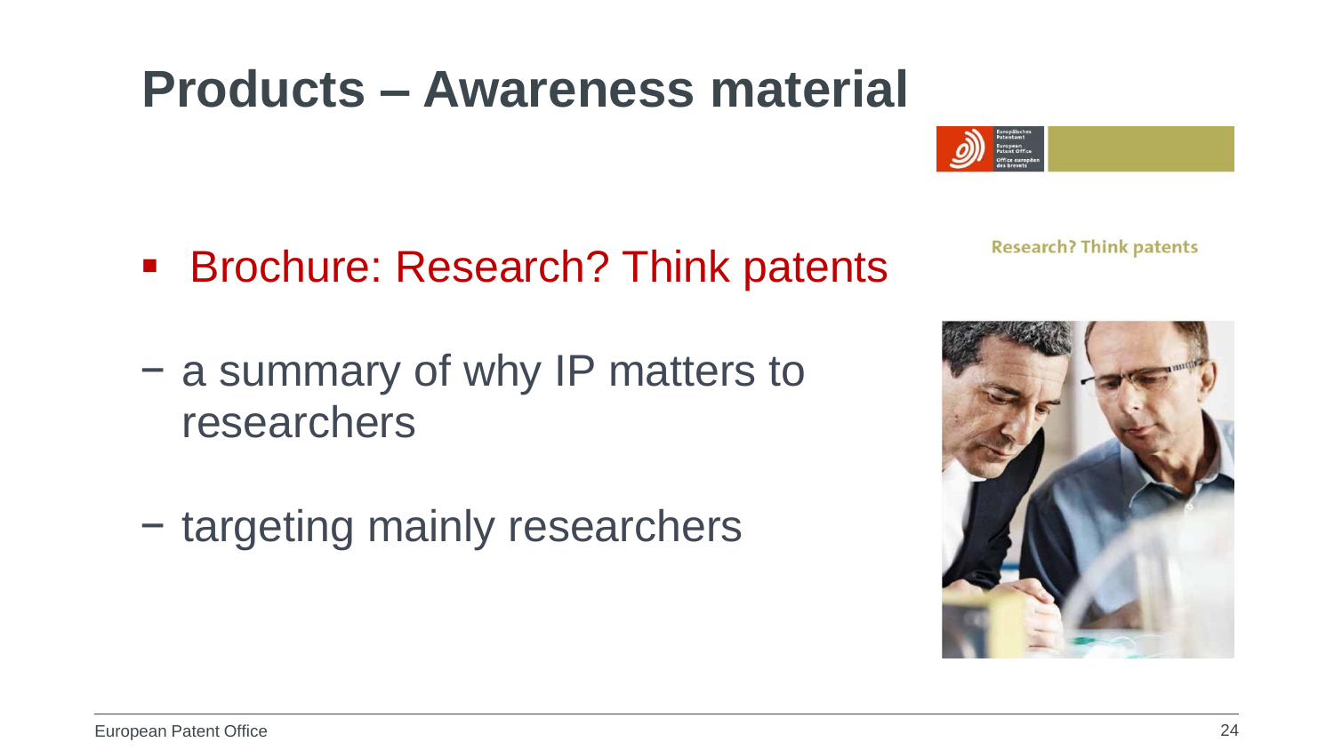# Products – Awareness material

- Brochure: Research? Think patents
  - a summary of why IP matters to researchers
  - targeting mainly researchers

Research? Think patents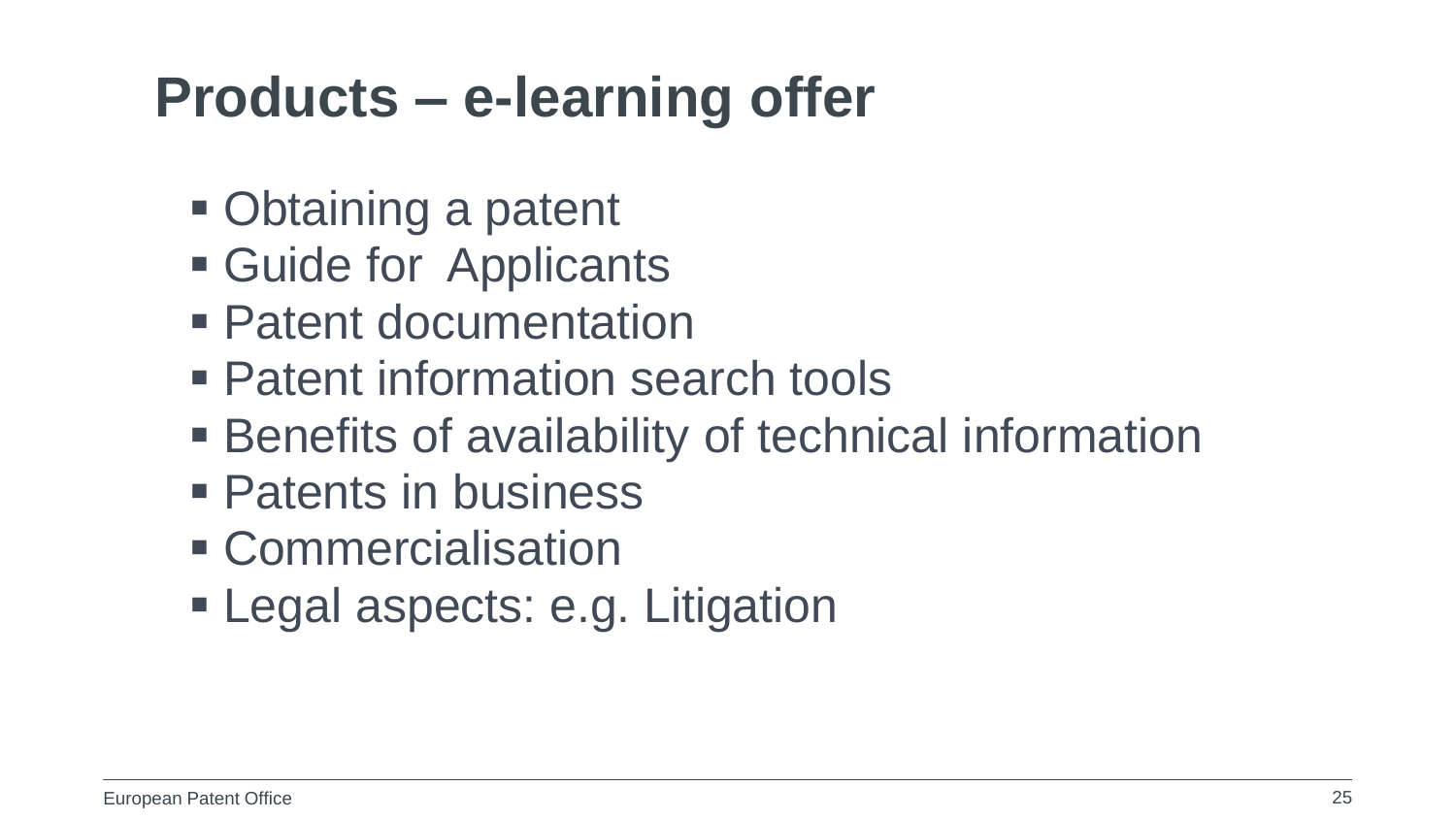# Products – e-learning offer

- Obtaining a patent
- Guide for Applicants
- Patent documentation
- Patent information search tools
- Benefits of availability of technical information
- Patents in business
- Commercialisation
- Legal aspects: e.g. Litigation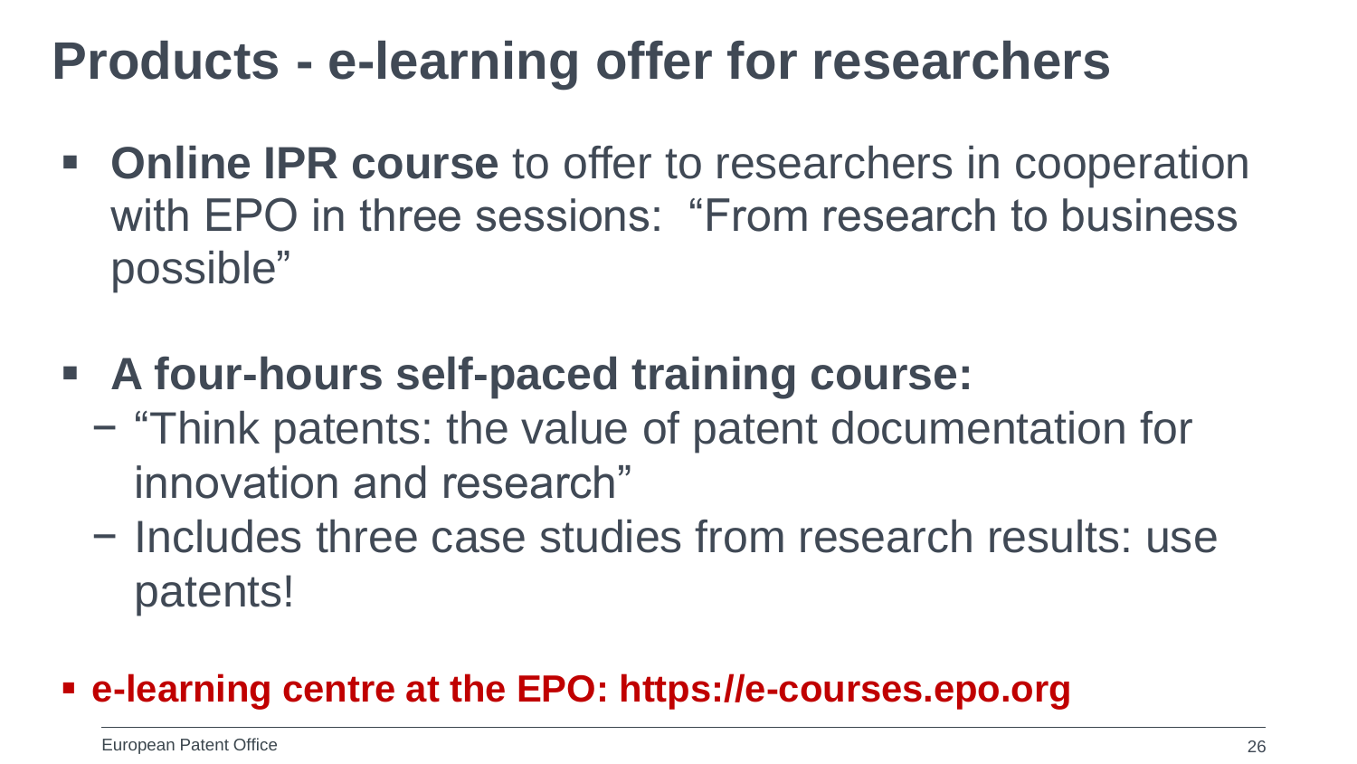# Products - e-learning offer for researchers

- **Online IPR course** to offer to researchers in cooperation with EPO in three sessions: “From research to business possible”

- **A four-hours self-paced training course:**
  - “Think patents: the value of patent documentation for innovation and research”
  - Includes three case studies from research results: use patents!

- **e-learning centre at the EPO: https://e-courses.epo.org**

European Patent Office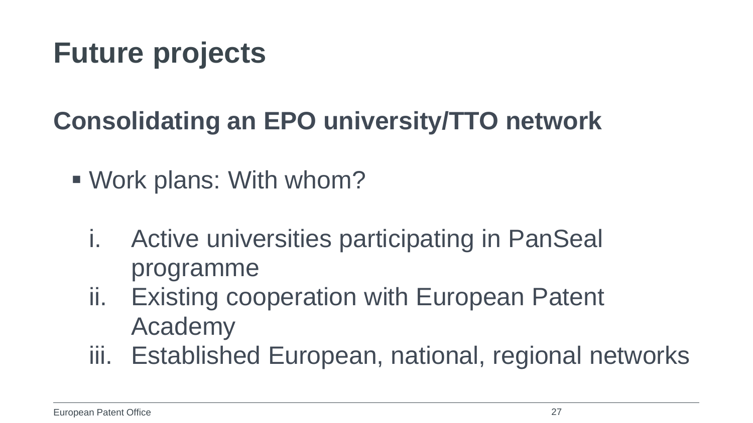# Future projects

## Consolidating an EPO university/TTO network

- Work plans: With whom?

  i. Active universities participating in PanSeal programme
  ii. Existing cooperation with European Patent Academy
  iii. Established European, national, regional networks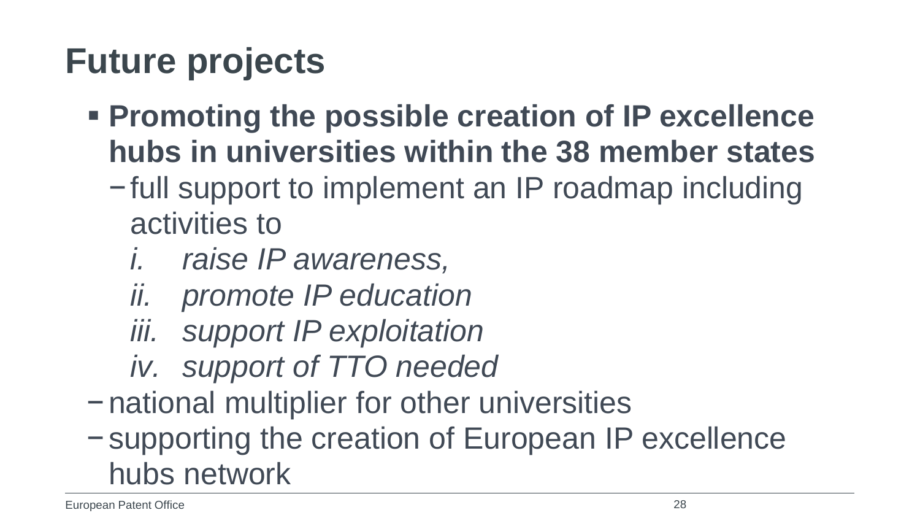# Future projects

- **Promoting the possible creation of IP excellence hubs in universities within the 38 member states**
  - full support to implement an IP roadmap including activities to
    1. *raise IP awareness,*
    2. *promote IP education*
    3. *support IP exploitation*
    4. *support of TTO needed*
  - national multiplier for other universities
  - supporting the creation of European IP excellence hubs network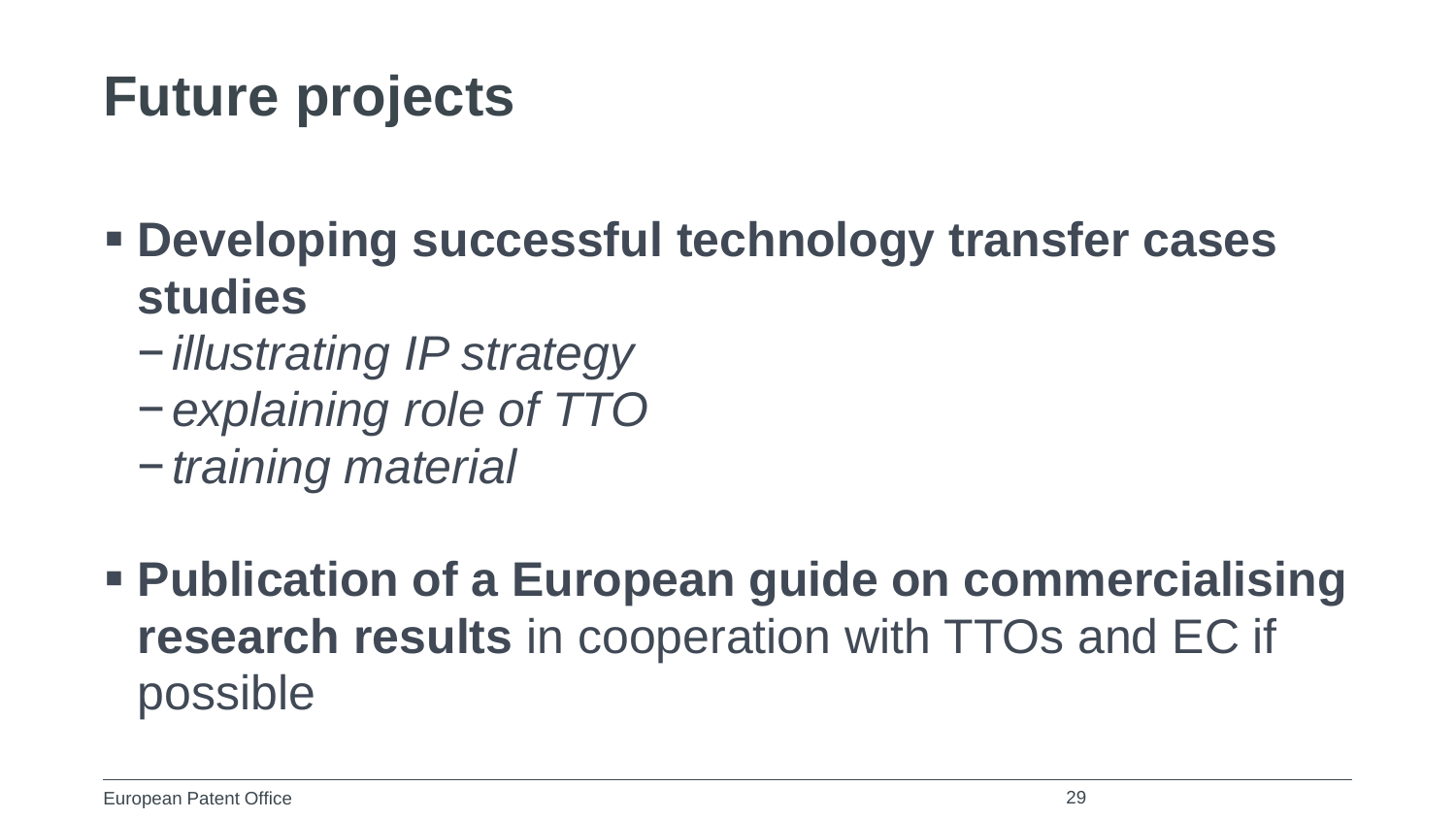# Future projects

- **Developing successful technology transfer cases studies**
  - *illustrating IP strategy*
  - *explaining role of TTO*
  - *training material*

- **Publication of a European guide on commercialising research results** in cooperation with TTOs and EC if possible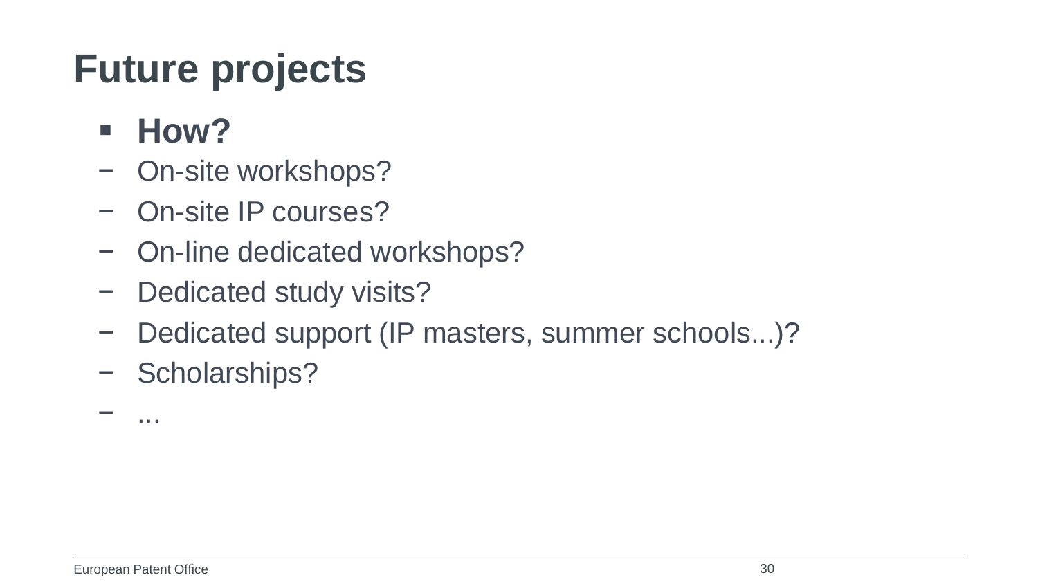# Future projects

- **How?**
  - On-site workshops?
  - On-site IP courses?
  - On-line dedicated workshops?
  - Dedicated study visits?
  - Dedicated support (IP masters, summer schools...)?
  - Scholarships?
  - ...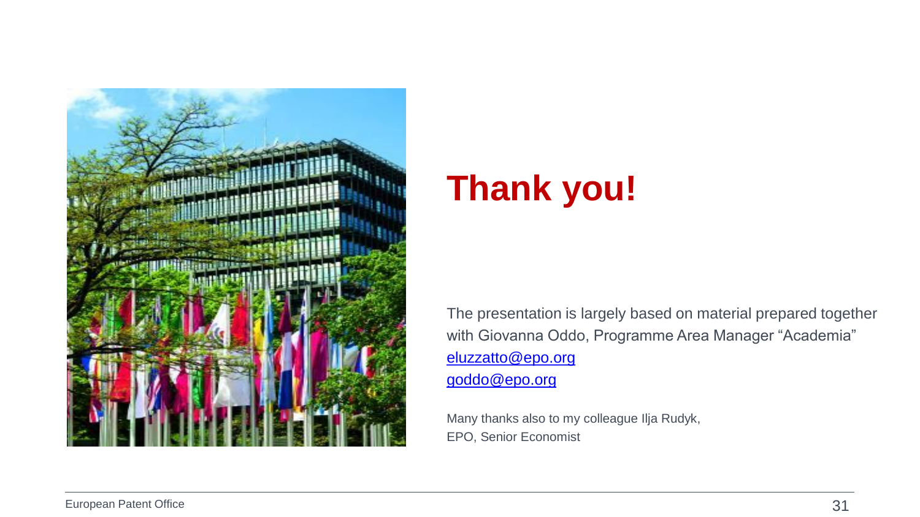# Thank you!

The presentation is largely based on material prepared together with Giovanna Oddo, Programme Area Manager “Academia”
eluzzatto@epo.org
goddo@epo.org

Many thanks also to my colleague Ilja Rudyk,
EPO, Senior Economist